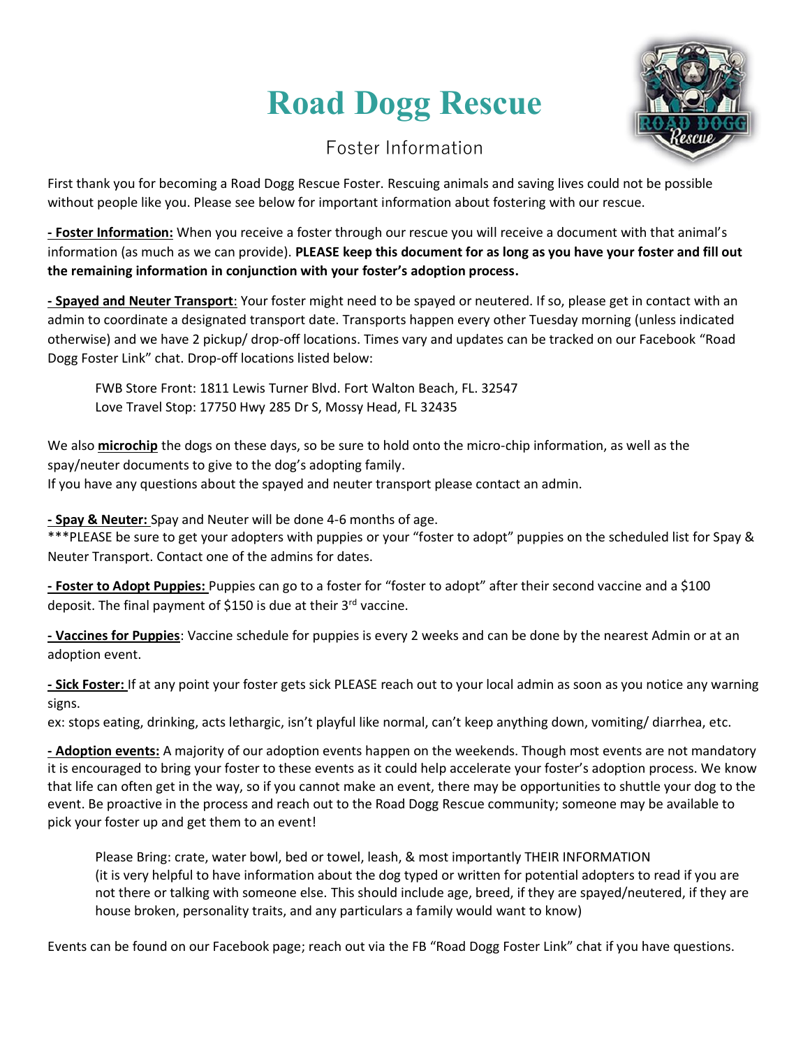# Road Dogg Rescue

## Foster Information

First thank you for becoming a Road Dogg Rescue Foster. Rescuing animals and saving lives could not be possible without people like you. Please see below for important information about fostering with our rescue.

**- Foster Information:** When you receive a foster through our rescue you will receive a document with that animal's information (as much as we can provide). **PLEASE keep this document for as long as you have your foster and fill out the remaining information in conjunction with your foster's adoption process.**

**- Spayed and Neuter Transport**: Your foster might need to be spayed or neutered. If so, please get in contact with an admin to coordinate a designated transport date. Transports happen every other Tuesday morning (unless indicated otherwise) and we have 2 pickup/ drop-off locations. Times vary and updates can be tracked on our Facebook "Road Dogg Foster Link" chat. Drop-off locations listed below:

> FWB Store Front: 1811 Lewis Turner Blvd. Fort Walton Beach, FL. 32547
> Love Travel Stop: 17750 Hwy 285 Dr S, Mossy Head, FL 32435

We also **microchip** the dogs on these days, so be sure to hold onto the micro-chip information, as well as the spay/neuter documents to give to the dog's adopting family.
If you have any questions about the spayed and neuter transport please contact an admin.

**- Spay & Neuter:** Spay and Neuter will be done 4-6 months of age.
***PLEASE be sure to get your adopters with puppies or your "foster to adopt" puppies on the scheduled list for Spay & Neuter Transport. Contact one of the admins for dates.

**- Foster to Adopt Puppies:** Puppies can go to a foster for "foster to adopt" after their second vaccine and a $100 deposit. The final payment of $150 is due at their 3rd vaccine.

**- Vaccines for Puppies**: Vaccine schedule for puppies is every 2 weeks and can be done by the nearest Admin or at an adoption event.

**- Sick Foster:** If at any point your foster gets sick PLEASE reach out to your local admin as soon as you notice any warning signs.
ex: stops eating, drinking, acts lethargic, isn't playful like normal, can't keep anything down, vomiting/ diarrhea, etc.

**- Adoption events:** A majority of our adoption events happen on the weekends. Though most events are not mandatory it is encouraged to bring your foster to these events as it could help accelerate your foster's adoption process. We know that life can often get in the way, so if you cannot make an event, there may be opportunities to shuttle your dog to the event. Be proactive in the process and reach out to the Road Dogg Rescue community; someone may be available to pick your foster up and get them to an event!

> Please Bring: crate, water bowl, bed or towel, leash, & most importantly THEIR INFORMATION
> (it is very helpful to have information about the dog typed or written for potential adopters to read if you are not there or talking with someone else. This should include age, breed, if they are spayed/neutered, if they are house broken, personality traits, and any particulars a family would want to know)

Events can be found on our Facebook page; reach out via the FB "Road Dogg Foster Link" chat if you have questions.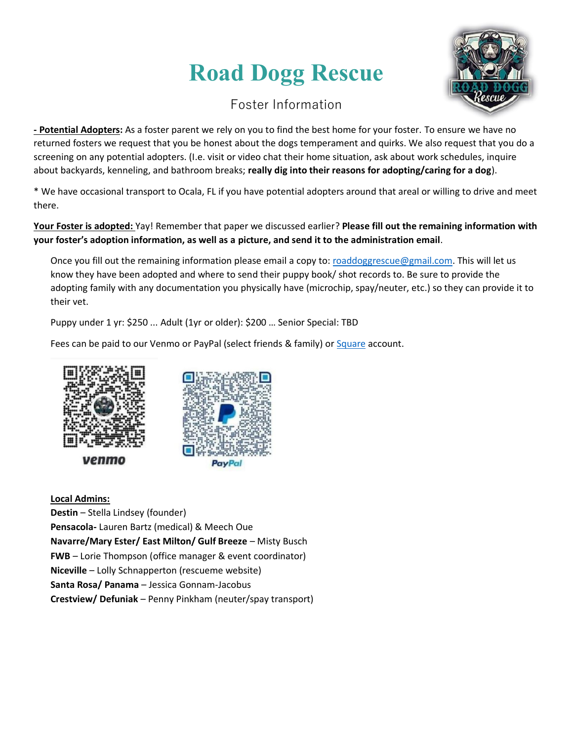# Road Dogg Rescue

Foster Information

**- Potential Adopters:** As a foster parent we rely on you to find the best home for your foster. To ensure we have no returned fosters we request that you be honest about the dogs temperament and quirks. We also request that you do a screening on any potential adopters. (I.e. visit or video chat their home situation, ask about work schedules, inquire about backyards, kenneling, and bathroom breaks; **really dig into their reasons for adopting/caring for a dog**).

* We have occasional transport to Ocala, FL if you have potential adopters around that areal or willing to drive and meet there.

**Your Foster is adopted:** Yay! Remember that paper we discussed earlier? **Please fill out the remaining information with your foster's adoption information, as well as a picture, and send it to the administration email**.

Once you fill out the remaining information please email a copy to: roaddoggrescue@gmail.com. This will let us know they have been adopted and where to send their puppy book/ shot records to. Be sure to provide the adopting family with any documentation you physically have (microchip, spay/neuter, etc.) so they can provide it to their vet.

Puppy under 1 yr: $250 ... Adult (1yr or older): $200 … Senior Special: TBD

Fees can be paid to our Venmo or PayPal (select friends & family) or Square account.

venmo

PayPal

**Local Admins:**

**Destin** – Stella Lindsey (founder)
**Pensacola-** Lauren Bartz (medical) & Meech Oue
**Navarre/Mary Ester/ East Milton/ Gulf Breeze** – Misty Busch
**FWB** – Lorie Thompson (office manager & event coordinator)
**Niceville** – Lolly Schnapperton (rescueme website)
**Santa Rosa/ Panama** – Jessica Gonnam-Jacobus
**Crestview/ Defuniak** – Penny Pinkham (neuter/spay transport)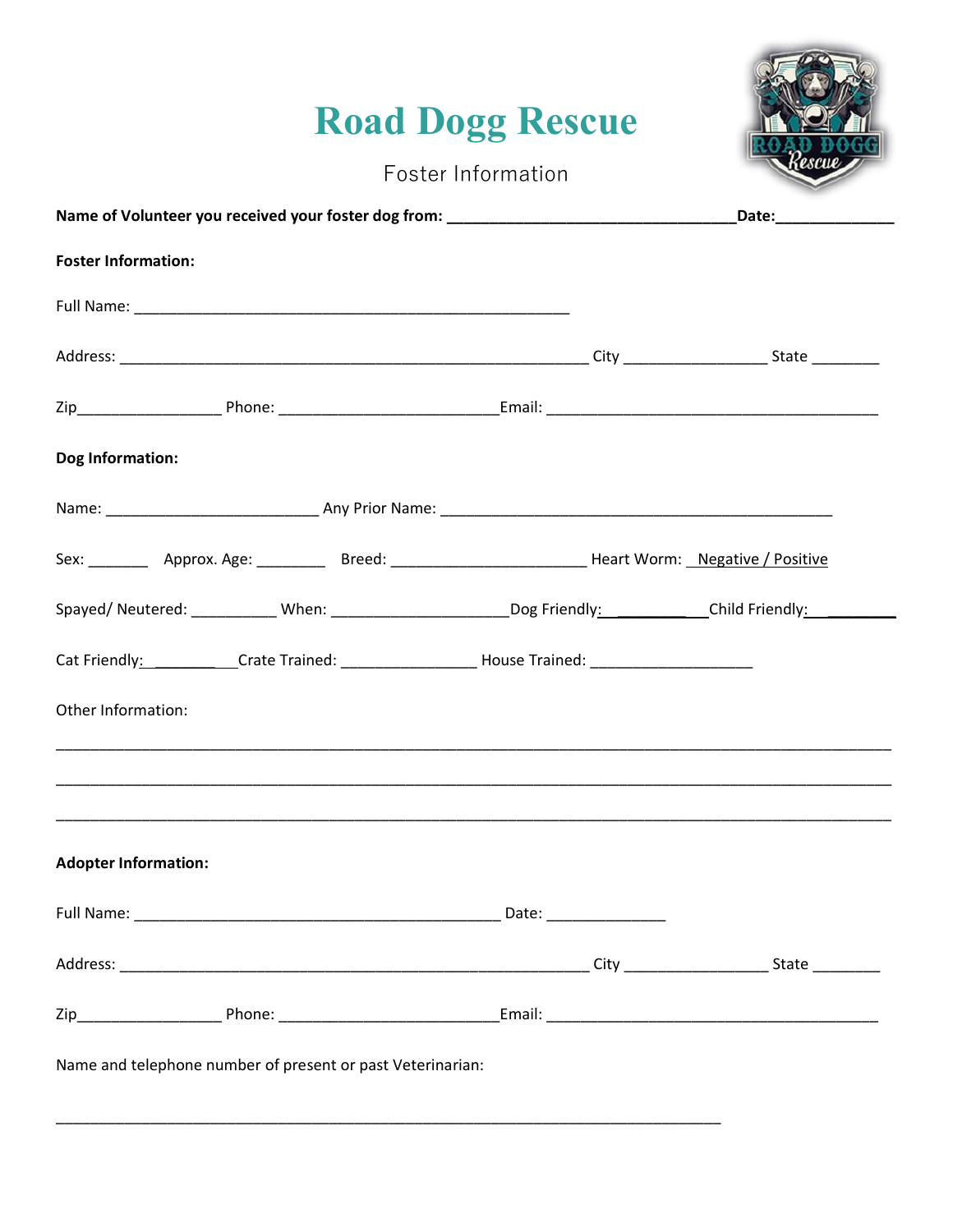# Road Dogg Rescue

Foster Information

**Name of Volunteer you received your foster dog from:** ___________________________________ **Date:** ______________

**Foster Information:**

Full Name: ______________________________________________________

Address: __________________________________________________________ City _________________ State ________

Zip_________________ Phone: __________________________ Email: _________________________________________

**Dog Information:**

Name: _________________________ Any Prior Name: _______________________________________________

Sex: _______ Approx. Age: ________ Breed: _______________________ Heart Worm: Negative / Positive

Spayed/ Neutered: __________ When: ____________________ Dog Friendly: ____________ Child Friendly: ____________

Cat Friendly: ___________ Crate Trained: ________________ House Trained: ___________________

Other Information:

_____________________________________________________________________________________________

_____________________________________________________________________________________________

_____________________________________________________________________________________________

**Adopter Information:**

Full Name: _____________________________________________ Date: ______________

Address: __________________________________________________________ City _________________ State ________

Zip_________________ Phone: __________________________ Email: _________________________________________

Name and telephone number of present or past Veterinarian:

_________________________________________________________________________________